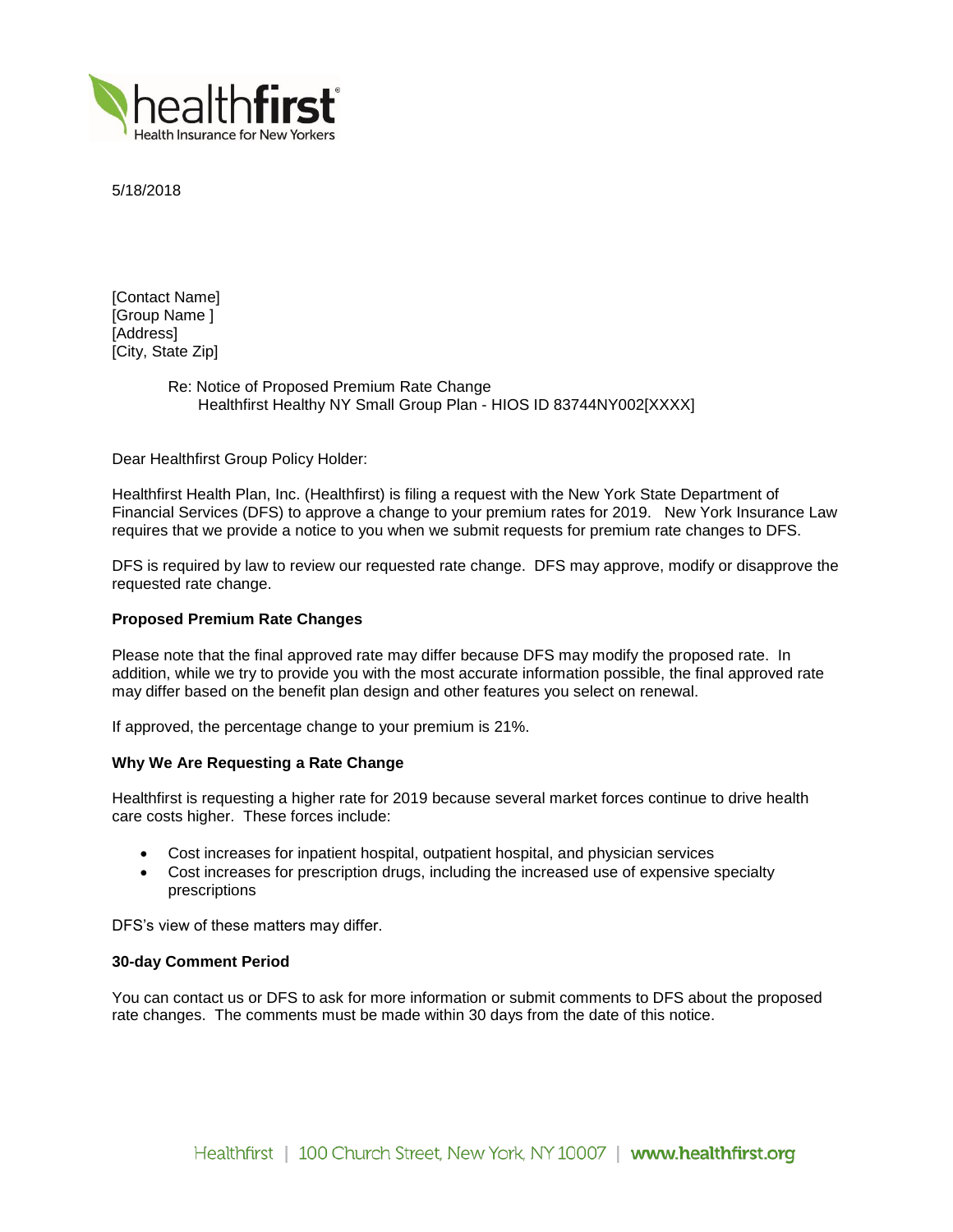healthfirst
Health Insurance for New Yorkers

5/18/2018

[Contact Name]
[Group Name ]
[Address]
[City, State Zip]

Re: Notice of Proposed Premium Rate Change
Healthfirst Healthy NY Small Group Plan - HIOS ID 83744NY002[XXXX]

Dear Healthfirst Group Policy Holder:

Healthfirst Health Plan, Inc. (Healthfirst) is filing a request with the New York State Department of Financial Services (DFS) to approve a change to your premium rates for 2019. New York Insurance Law requires that we provide a notice to you when we submit requests for premium rate changes to DFS.

DFS is required by law to review our requested rate change. DFS may approve, modify or disapprove the requested rate change.

**Proposed Premium Rate Changes**

Please note that the final approved rate may differ because DFS may modify the proposed rate. In addition, while we try to provide you with the most accurate information possible, the final approved rate may differ based on the benefit plan design and other features you select on renewal.

If approved, the percentage change to your premium is 21%.

**Why We Are Requesting a Rate Change**

Healthfirst is requesting a higher rate for 2019 because several market forces continue to drive health care costs higher. These forces include:

- Cost increases for inpatient hospital, outpatient hospital, and physician services
- Cost increases for prescription drugs, including the increased use of expensive specialty prescriptions

DFS's view of these matters may differ.

**30-day Comment Period**

You can contact us or DFS to ask for more information or submit comments to DFS about the proposed rate changes. The comments must be made within 30 days from the date of this notice.

Healthfirst | 100 Church Street, New York, NY 10007 | **www.healthfirst.org**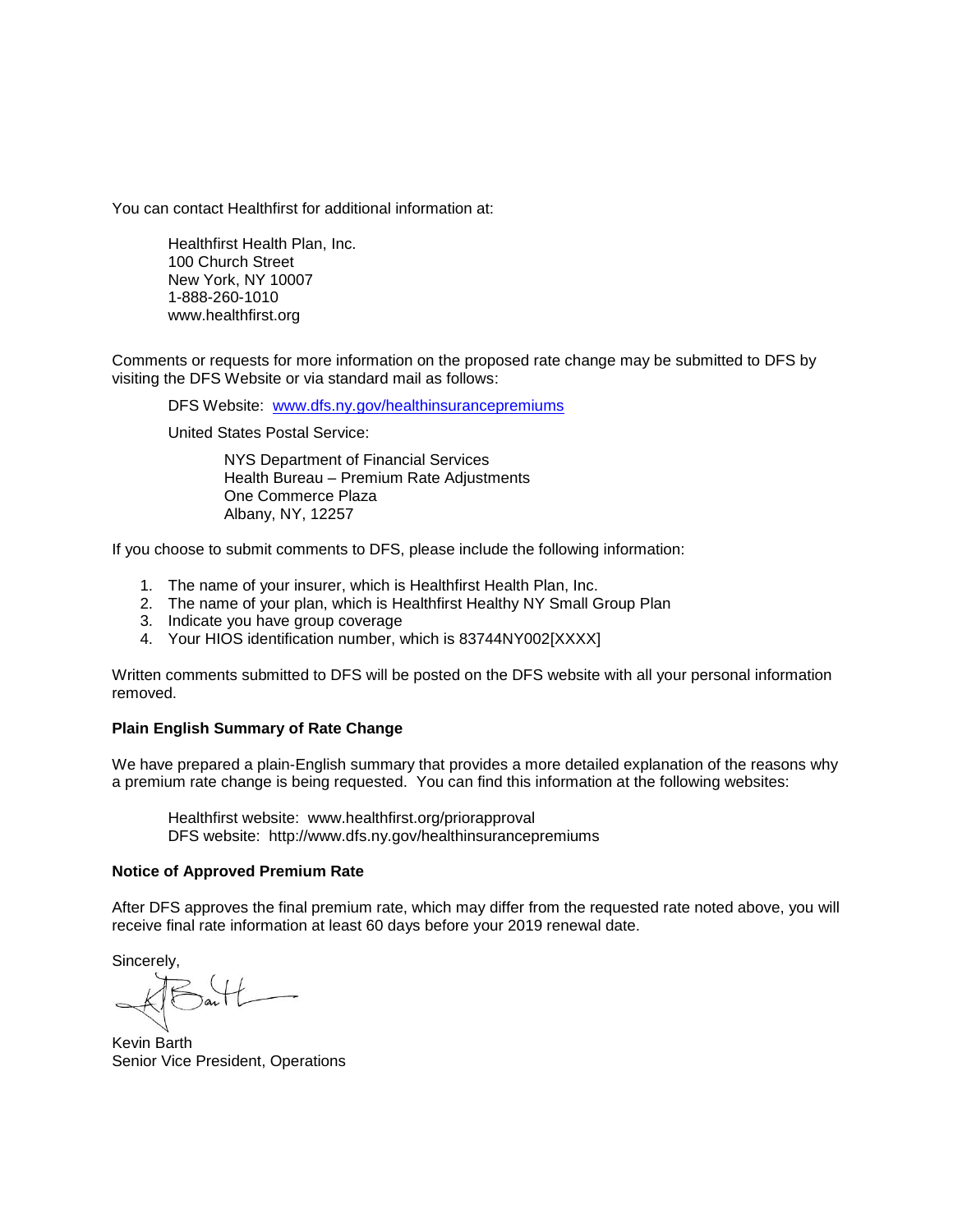You can contact Healthfirst for additional information at:

Healthfirst Health Plan, Inc.
100 Church Street
New York, NY 10007
1-888-260-1010
www.healthfirst.org

Comments or requests for more information on the proposed rate change may be submitted to DFS by visiting the DFS Website or via standard mail as follows:

DFS Website: www.dfs.ny.gov/healthinsurancepremiums

United States Postal Service:

NYS Department of Financial Services
Health Bureau – Premium Rate Adjustments
One Commerce Plaza
Albany, NY, 12257

If you choose to submit comments to DFS, please include the following information:

1. The name of your insurer, which is Healthfirst Health Plan, Inc.
2. The name of your plan, which is Healthfirst Healthy NY Small Group Plan
3. Indicate you have group coverage
4. Your HIOS identification number, which is 83744NY002[XXXX]

Written comments submitted to DFS will be posted on the DFS website with all your personal information removed.

**Plain English Summary of Rate Change**

We have prepared a plain-English summary that provides a more detailed explanation of the reasons why a premium rate change is being requested. You can find this information at the following websites:

Healthfirst website: www.healthfirst.org/priorapproval
DFS website: http://www.dfs.ny.gov/healthinsurancepremiums

**Notice of Approved Premium Rate**

After DFS approves the final premium rate, which may differ from the requested rate noted above, you will receive final rate information at least 60 days before your 2019 renewal date.

Sincerely,

Kevin Barth
Senior Vice President, Operations